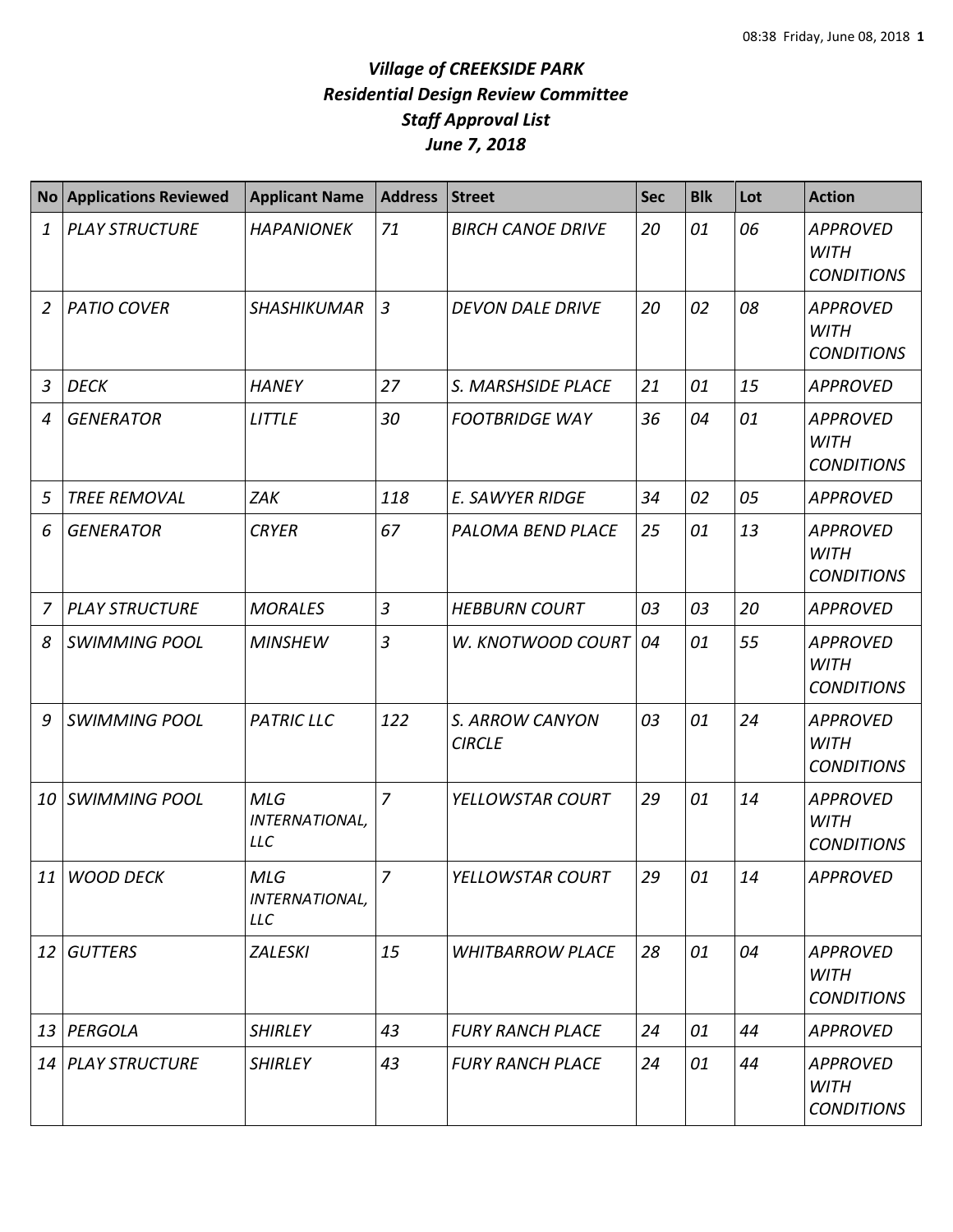# *Village of CREEKSIDE PARK*
## *Residential Design Review Committee*
## *Staff Approval List*
## *June 7, 2018*

| No | Applications Reviewed | Applicant Name | Address | Street | Sec | Blk | Lot | Action |
|---|---|---|---|---|---|---|---|---|
| *1* | *PLAY STRUCTURE* | *HAPANIONEK* | *71* | *BIRCH CANOE DRIVE* | *20* | *01* | *06* | *APPROVED WITH CONDITIONS* |
| *2* | *PATIO COVER* | *SHASHIKUMAR* | *3* | *DEVON DALE DRIVE* | *20* | *02* | *08* | *APPROVED WITH CONDITIONS* |
| *3* | *DECK* | *HANEY* | *27* | *S. MARSHSIDE PLACE* | *21* | *01* | *15* | *APPROVED* |
| *4* | *GENERATOR* | *LITTLE* | *30* | *FOOTBRIDGE WAY* | *36* | *04* | *01* | *APPROVED WITH CONDITIONS* |
| *5* | *TREE REMOVAL* | *ZAK* | *118* | *E. SAWYER RIDGE* | *34* | *02* | *05* | *APPROVED* |
| *6* | *GENERATOR* | *CRYER* | *67* | *PALOMA BEND PLACE* | *25* | *01* | *13* | *APPROVED WITH CONDITIONS* |
| *7* | *PLAY STRUCTURE* | *MORALES* | *3* | *HEBBURN COURT* | *03* | *03* | *20* | *APPROVED* |
| *8* | *SWIMMING POOL* | *MINSHEW* | *3* | *W. KNOTWOOD COURT* | *04* | *01* | *55* | *APPROVED WITH CONDITIONS* |
| *9* | *SWIMMING POOL* | *PATRIC LLC* | *122* | *S. ARROW CANYON CIRCLE* | *03* | *01* | *24* | *APPROVED WITH CONDITIONS* |
| *10* | *SWIMMING POOL* | *MLG INTERNATIONAL, LLC* | *7* | *YELLOWSTAR COURT* | *29* | *01* | *14* | *APPROVED WITH CONDITIONS* |
| *11* | *WOOD DECK* | *MLG INTERNATIONAL, LLC* | *7* | *YELLOWSTAR COURT* | *29* | *01* | *14* | *APPROVED* |
| *12* | *GUTTERS* | *ZALESKI* | *15* | *WHITBARROW PLACE* | *28* | *01* | *04* | *APPROVED WITH CONDITIONS* |
| *13* | *PERGOLA* | *SHIRLEY* | *43* | *FURY RANCH PLACE* | *24* | *01* | *44* | *APPROVED* |
| *14* | *PLAY STRUCTURE* | *SHIRLEY* | *43* | *FURY RANCH PLACE* | *24* | *01* | *44* | *APPROVED WITH CONDITIONS* |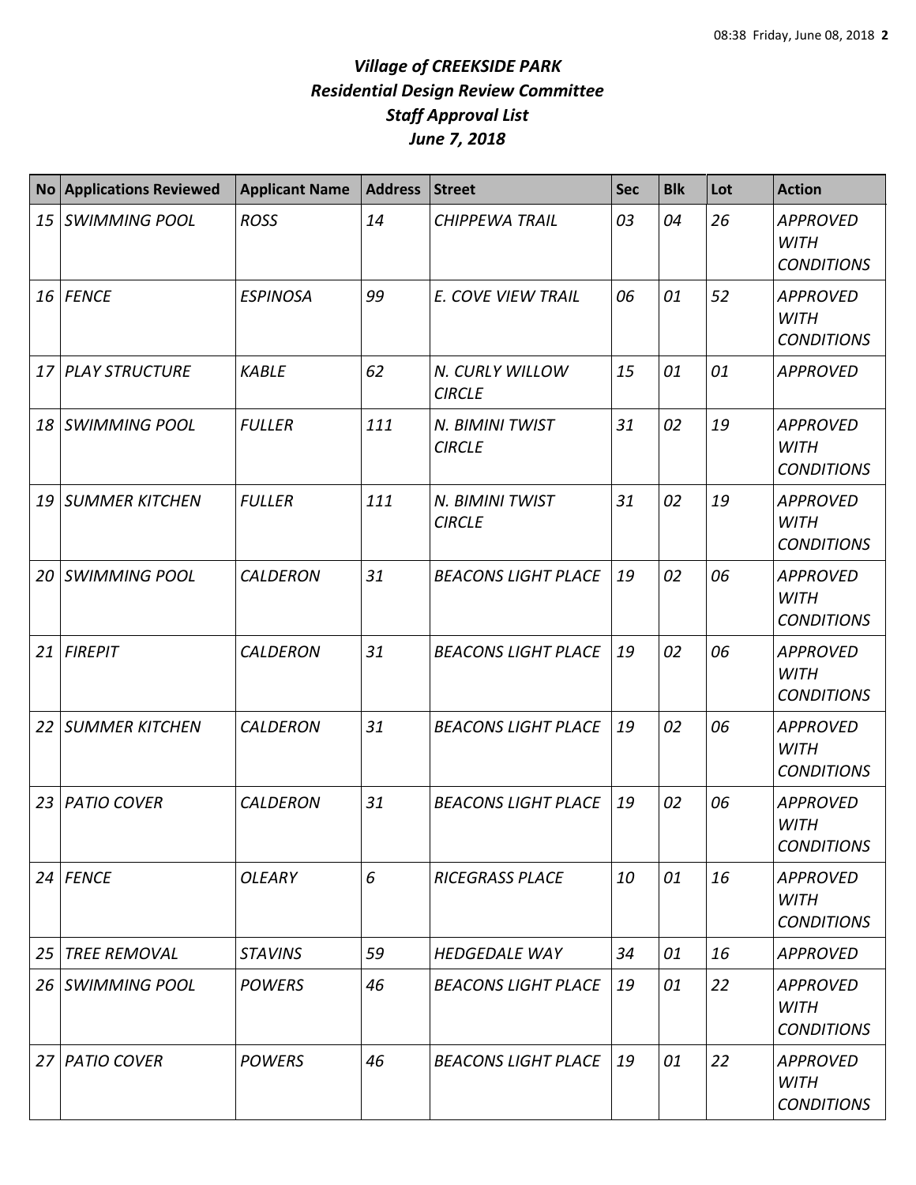# *Village of CREEKSIDE PARK*
# *Residential Design Review Committee*
# *Staff Approval List*
# *June 7, 2018*

| No | Applications Reviewed | Applicant Name | Address | Street | Sec | Blk | Lot | Action |
|---|---|---|---|---|---|---|---|---|
| *15* | *SWIMMING POOL* | *ROSS* | *14* | *CHIPPEWA TRAIL* | *03* | *04* | *26* | *APPROVED WITH CONDITIONS* |
| *16* | *FENCE* | *ESPINOSA* | *99* | *E. COVE VIEW TRAIL* | *06* | *01* | *52* | *APPROVED WITH CONDITIONS* |
| *17* | *PLAY STRUCTURE* | *KABLE* | *62* | *N. CURLY WILLOW CIRCLE* | *15* | *01* | *01* | *APPROVED* |
| *18* | *SWIMMING POOL* | *FULLER* | *111* | *N. BIMINI TWIST CIRCLE* | *31* | *02* | *19* | *APPROVED WITH CONDITIONS* |
| *19* | *SUMMER KITCHEN* | *FULLER* | *111* | *N. BIMINI TWIST CIRCLE* | *31* | *02* | *19* | *APPROVED WITH CONDITIONS* |
| *20* | *SWIMMING POOL* | *CALDERON* | *31* | *BEACONS LIGHT PLACE* | *19* | *02* | *06* | *APPROVED WITH CONDITIONS* |
| *21* | *FIREPIT* | *CALDERON* | *31* | *BEACONS LIGHT PLACE* | *19* | *02* | *06* | *APPROVED WITH CONDITIONS* |
| *22* | *SUMMER KITCHEN* | *CALDERON* | *31* | *BEACONS LIGHT PLACE* | *19* | *02* | *06* | *APPROVED WITH CONDITIONS* |
| *23* | *PATIO COVER* | *CALDERON* | *31* | *BEACONS LIGHT PLACE* | *19* | *02* | *06* | *APPROVED WITH CONDITIONS* |
| *24* | *FENCE* | *OLEARY* | *6* | *RICEGRASS PLACE* | *10* | *01* | *16* | *APPROVED WITH CONDITIONS* |
| *25* | *TREE REMOVAL* | *STAVINS* | *59* | *HEDGEDALE WAY* | *34* | *01* | *16* | *APPROVED* |
| *26* | *SWIMMING POOL* | *POWERS* | *46* | *BEACONS LIGHT PLACE* | *19* | *01* | *22* | *APPROVED WITH CONDITIONS* |
| *27* | *PATIO COVER* | *POWERS* | *46* | *BEACONS LIGHT PLACE* | *19* | *01* | *22* | *APPROVED WITH CONDITIONS* |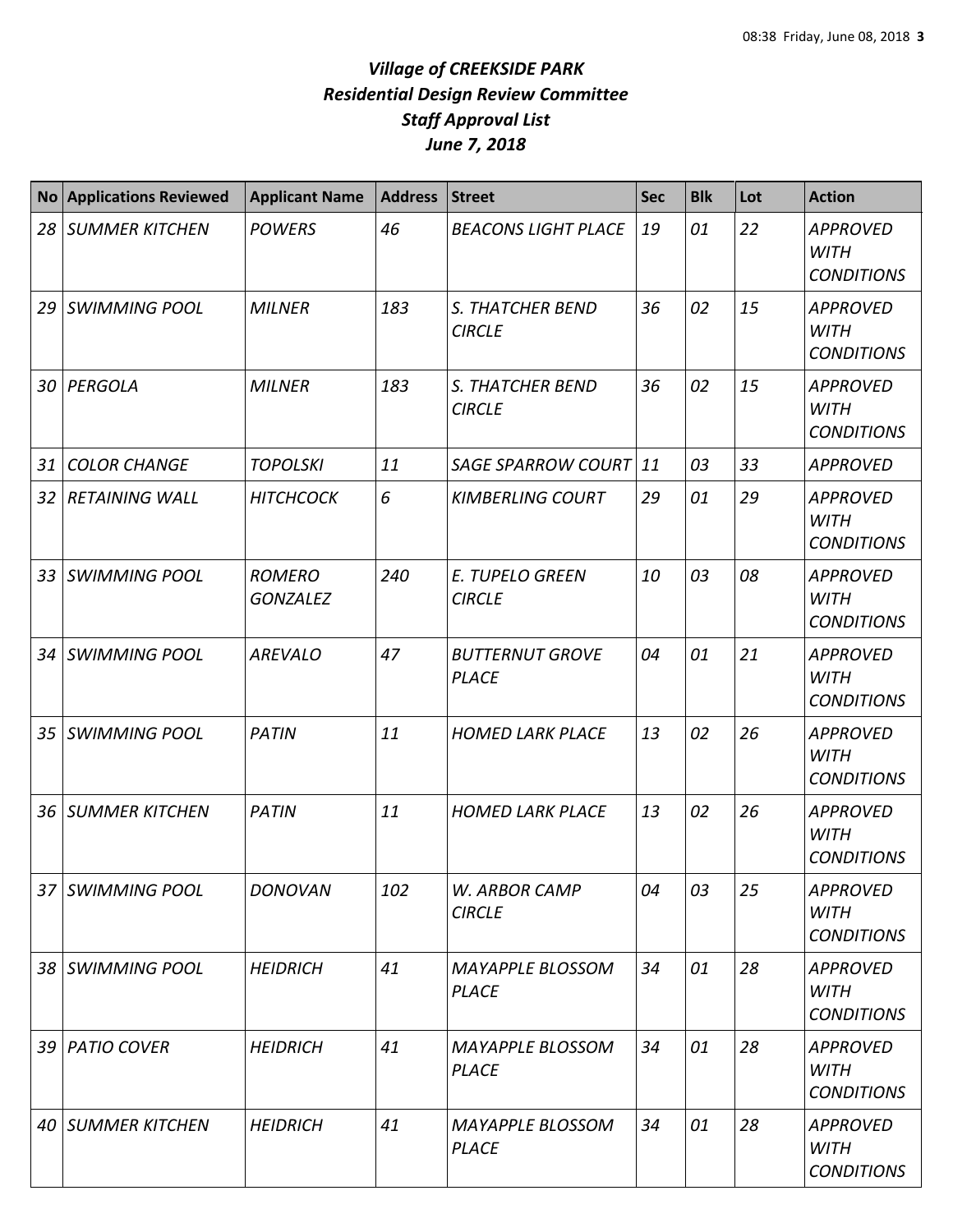# *Village of CREEKSIDE PARK*
## *Residential Design Review Committee*
## *Staff Approval List*
## *June 7, 2018*

| No | Applications Reviewed | Applicant Name | Address | Street | Sec | Blk | Lot | Action |
|---|---|---|---|---|---|---|---|---|
| *28* | *SUMMER KITCHEN* | *POWERS* | *46* | *BEACONS LIGHT PLACE* | *19* | *01* | *22* | *APPROVED WITH CONDITIONS* |
| *29* | *SWIMMING POOL* | *MILNER* | *183* | *S. THATCHER BEND CIRCLE* | *36* | *02* | *15* | *APPROVED WITH CONDITIONS* |
| *30* | *PERGOLA* | *MILNER* | *183* | *S. THATCHER BEND CIRCLE* | *36* | *02* | *15* | *APPROVED WITH CONDITIONS* |
| *31* | *COLOR CHANGE* | *TOPOLSKI* | *11* | *SAGE SPARROW COURT* | *11* | *03* | *33* | *APPROVED* |
| *32* | *RETAINING WALL* | *HITCHCOCK* | *6* | *KIMBERLING COURT* | *29* | *01* | *29* | *APPROVED WITH CONDITIONS* |
| *33* | *SWIMMING POOL* | *ROMERO GONZALEZ* | *240* | *E. TUPELO GREEN CIRCLE* | *10* | *03* | *08* | *APPROVED WITH CONDITIONS* |
| *34* | *SWIMMING POOL* | *AREVALO* | *47* | *BUTTERNUT GROVE PLACE* | *04* | *01* | *21* | *APPROVED WITH CONDITIONS* |
| *35* | *SWIMMING POOL* | *PATIN* | *11* | *HOMED LARK PLACE* | *13* | *02* | *26* | *APPROVED WITH CONDITIONS* |
| *36* | *SUMMER KITCHEN* | *PATIN* | *11* | *HOMED LARK PLACE* | *13* | *02* | *26* | *APPROVED WITH CONDITIONS* |
| *37* | *SWIMMING POOL* | *DONOVAN* | *102* | *W. ARBOR CAMP CIRCLE* | *04* | *03* | *25* | *APPROVED WITH CONDITIONS* |
| *38* | *SWIMMING POOL* | *HEIDRICH* | *41* | *MAYAPPLE BLOSSOM PLACE* | *34* | *01* | *28* | *APPROVED WITH CONDITIONS* |
| *39* | *PATIO COVER* | *HEIDRICH* | *41* | *MAYAPPLE BLOSSOM PLACE* | *34* | *01* | *28* | *APPROVED WITH CONDITIONS* |
| *40* | *SUMMER KITCHEN* | *HEIDRICH* | *41* | *MAYAPPLE BLOSSOM PLACE* | *34* | *01* | *28* | *APPROVED WITH CONDITIONS* |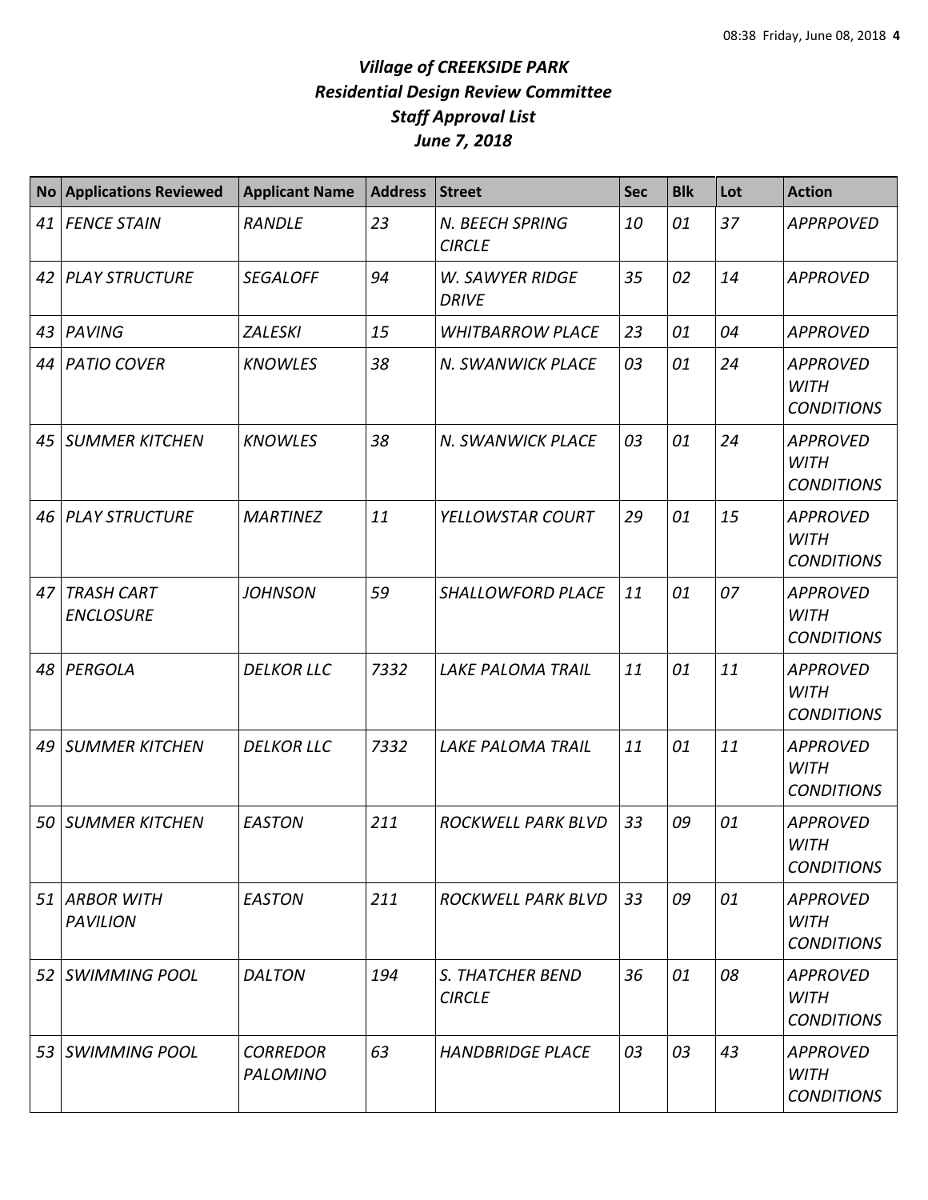# *Village of CREEKSIDE PARK*
## *Residential Design Review Committee*
## *Staff Approval List*
## *June 7, 2018*

| No | Applications Reviewed | Applicant Name | Address | Street | Sec | Blk | Lot | Action |
|---|---|---|---|---|---|---|---|---|
| *41* | *FENCE STAIN* | *RANDLE* | *23* | *N. BEECH SPRING CIRCLE* | *10* | *01* | *37* | *APPRPOVED* |
| *42* | *PLAY STRUCTURE* | *SEGALOFF* | *94* | *W. SAWYER RIDGE DRIVE* | *35* | *02* | *14* | *APPROVED* |
| *43* | *PAVING* | *ZALESKI* | *15* | *WHITBARROW PLACE* | *23* | *01* | *04* | *APPROVED* |
| *44* | *PATIO COVER* | *KNOWLES* | *38* | *N. SWANWICK PLACE* | *03* | *01* | *24* | *APPROVED WITH CONDITIONS* |
| *45* | *SUMMER KITCHEN* | *KNOWLES* | *38* | *N. SWANWICK PLACE* | *03* | *01* | *24* | *APPROVED WITH CONDITIONS* |
| *46* | *PLAY STRUCTURE* | *MARTINEZ* | *11* | *YELLOWSTAR COURT* | *29* | *01* | *15* | *APPROVED WITH CONDITIONS* |
| *47* | *TRASH CART ENCLOSURE* | *JOHNSON* | *59* | *SHALLOWFORD PLACE* | *11* | *01* | *07* | *APPROVED WITH CONDITIONS* |
| *48* | *PERGOLA* | *DELKOR LLC* | *7332* | *LAKE PALOMA TRAIL* | *11* | *01* | *11* | *APPROVED WITH CONDITIONS* |
| *49* | *SUMMER KITCHEN* | *DELKOR LLC* | *7332* | *LAKE PALOMA TRAIL* | *11* | *01* | *11* | *APPROVED WITH CONDITIONS* |
| *50* | *SUMMER KITCHEN* | *EASTON* | *211* | *ROCKWELL PARK BLVD* | *33* | *09* | *01* | *APPROVED WITH CONDITIONS* |
| *51* | *ARBOR WITH PAVILION* | *EASTON* | *211* | *ROCKWELL PARK BLVD* | *33* | *09* | *01* | *APPROVED WITH CONDITIONS* |
| *52* | *SWIMMING POOL* | *DALTON* | *194* | *S. THATCHER BEND CIRCLE* | *36* | *01* | *08* | *APPROVED WITH CONDITIONS* |
| *53* | *SWIMMING POOL* | *CORREDOR PALOMINO* | *63* | *HANDBRIDGE PLACE* | *03* | *03* | *43* | *APPROVED WITH CONDITIONS* |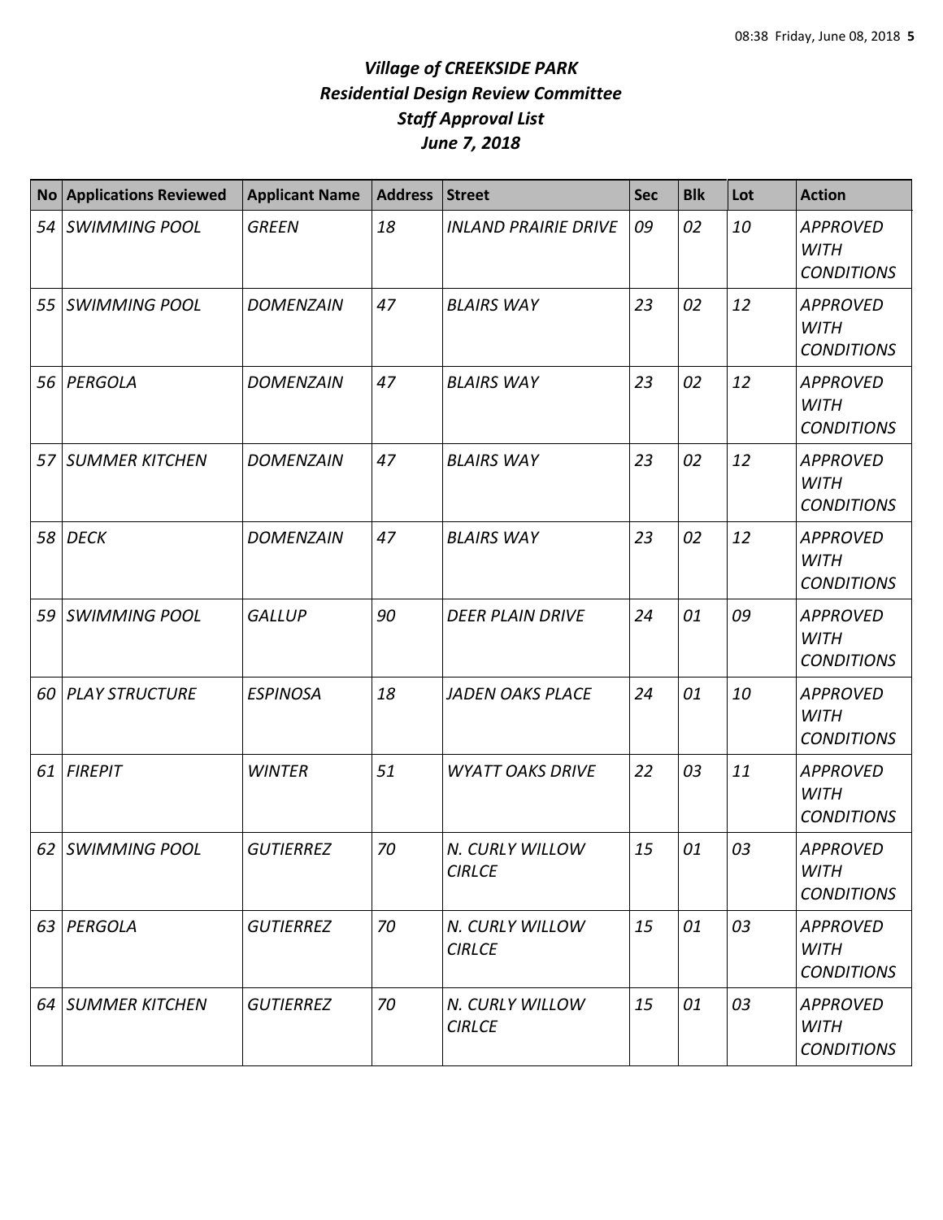# *Village of CREEKSIDE PARK*
# *Residential Design Review Committee*
# *Staff Approval List*
# *June 7, 2018*

| No | Applications Reviewed | Applicant Name | Address | Street | Sec | Blk | Lot | Action |
|---|---|---|---|---|---|---|---|---|
| *54* | *SWIMMING POOL* | *GREEN* | *18* | *INLAND PRAIRIE DRIVE* | *09* | *02* | *10* | *APPROVED WITH CONDITIONS* |
| *55* | *SWIMMING POOL* | *DOMENZAIN* | *47* | *BLAIRS WAY* | *23* | *02* | *12* | *APPROVED WITH CONDITIONS* |
| *56* | *PERGOLA* | *DOMENZAIN* | *47* | *BLAIRS WAY* | *23* | *02* | *12* | *APPROVED WITH CONDITIONS* |
| *57* | *SUMMER KITCHEN* | *DOMENZAIN* | *47* | *BLAIRS WAY* | *23* | *02* | *12* | *APPROVED WITH CONDITIONS* |
| *58* | *DECK* | *DOMENZAIN* | *47* | *BLAIRS WAY* | *23* | *02* | *12* | *APPROVED WITH CONDITIONS* |
| *59* | *SWIMMING POOL* | *GALLUP* | *90* | *DEER PLAIN DRIVE* | *24* | *01* | *09* | *APPROVED WITH CONDITIONS* |
| *60* | *PLAY STRUCTURE* | *ESPINOSA* | *18* | *JADEN OAKS PLACE* | *24* | *01* | *10* | *APPROVED WITH CONDITIONS* |
| *61* | *FIREPIT* | *WINTER* | *51* | *WYATT OAKS DRIVE* | *22* | *03* | *11* | *APPROVED WITH CONDITIONS* |
| *62* | *SWIMMING POOL* | *GUTIERREZ* | *70* | *N. CURLY WILLOW CIRLCE* | *15* | *01* | *03* | *APPROVED WITH CONDITIONS* |
| *63* | *PERGOLA* | *GUTIERREZ* | *70* | *N. CURLY WILLOW CIRLCE* | *15* | *01* | *03* | *APPROVED WITH CONDITIONS* |
| *64* | *SUMMER KITCHEN* | *GUTIERREZ* | *70* | *N. CURLY WILLOW CIRLCE* | *15* | *01* | *03* | *APPROVED WITH CONDITIONS* |